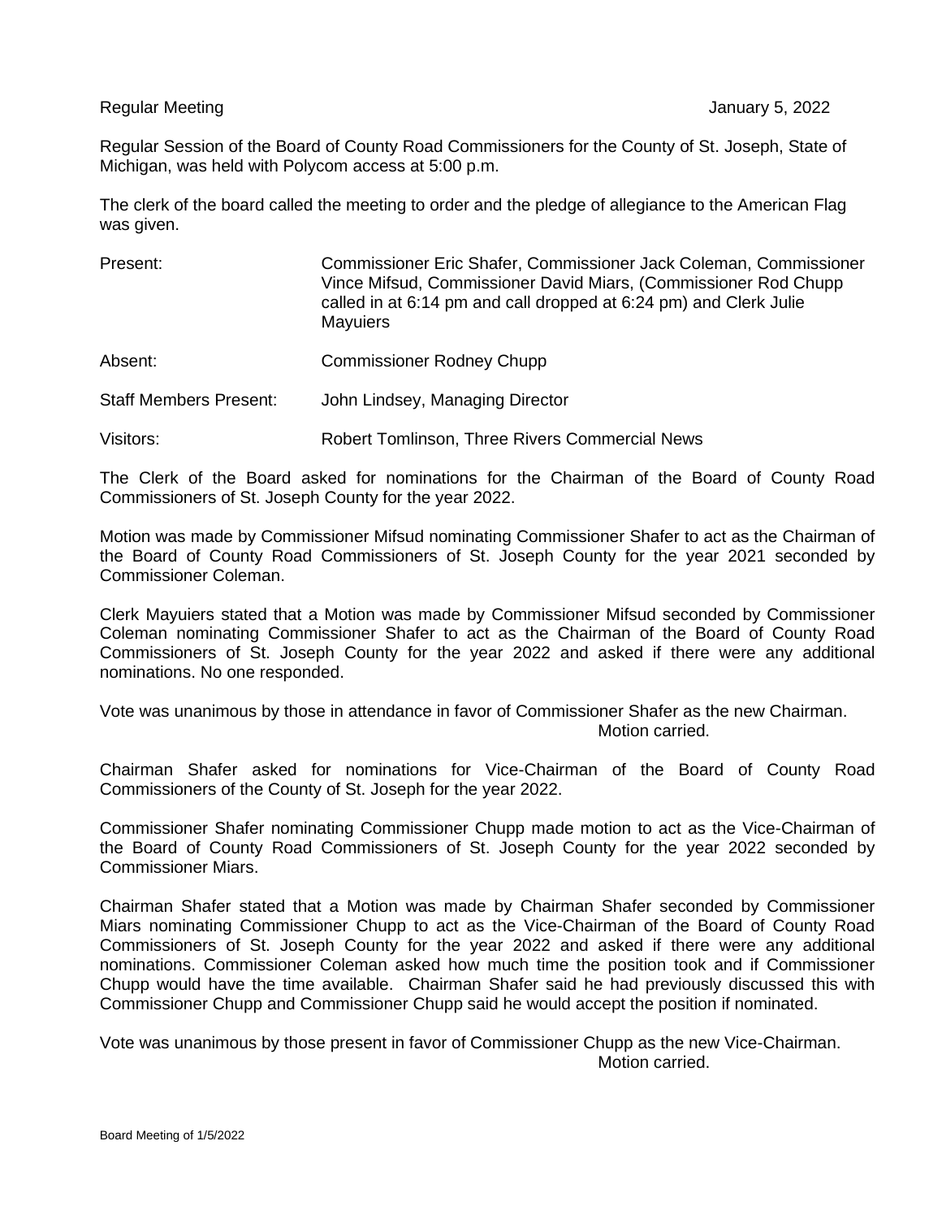Regular Meeting January 5, 2022

Regular Session of the Board of County Road Commissioners for the County of St. Joseph, State of Michigan, was held with Polycom access at 5:00 p.m.

The clerk of the board called the meeting to order and the pledge of allegiance to the American Flag was given.

| | |
|---|---|
| Present: | Commissioner Eric Shafer, Commissioner Jack Coleman, Commissioner Vince Mifsud, Commissioner David Miars, (Commissioner Rod Chupp called in at 6:14 pm and call dropped at 6:24 pm) and Clerk Julie Mayuiers |
| Absent: | Commissioner Rodney Chupp |
| Staff Members Present: | John Lindsey, Managing Director |
| Visitors: | Robert Tomlinson, Three Rivers Commercial News |

The Clerk of the Board asked for nominations for the Chairman of the Board of County Road Commissioners of St. Joseph County for the year 2022.

Motion was made by Commissioner Mifsud nominating Commissioner Shafer to act as the Chairman of the Board of County Road Commissioners of St. Joseph County for the year 2021 seconded by Commissioner Coleman.

Clerk Mayuiers stated that a Motion was made by Commissioner Mifsud seconded by Commissioner Coleman nominating Commissioner Shafer to act as the Chairman of the Board of County Road Commissioners of St. Joseph County for the year 2022 and asked if there were any additional nominations. No one responded.

Vote was unanimous by those in attendance in favor of Commissioner Shafer as the new Chairman.

Motion carried.

Chairman Shafer asked for nominations for Vice-Chairman of the Board of County Road Commissioners of the County of St. Joseph for the year 2022.

Commissioner Shafer nominating Commissioner Chupp made motion to act as the Vice-Chairman of the Board of County Road Commissioners of St. Joseph County for the year 2022 seconded by Commissioner Miars.

Chairman Shafer stated that a Motion was made by Chairman Shafer seconded by Commissioner Miars nominating Commissioner Chupp to act as the Vice-Chairman of the Board of County Road Commissioners of St. Joseph County for the year 2022 and asked if there were any additional nominations. Commissioner Coleman asked how much time the position took and if Commissioner Chupp would have the time available. Chairman Shafer said he had previously discussed this with Commissioner Chupp and Commissioner Chupp said he would accept the position if nominated.

Vote was unanimous by those present in favor of Commissioner Chupp as the new Vice-Chairman.

Motion carried.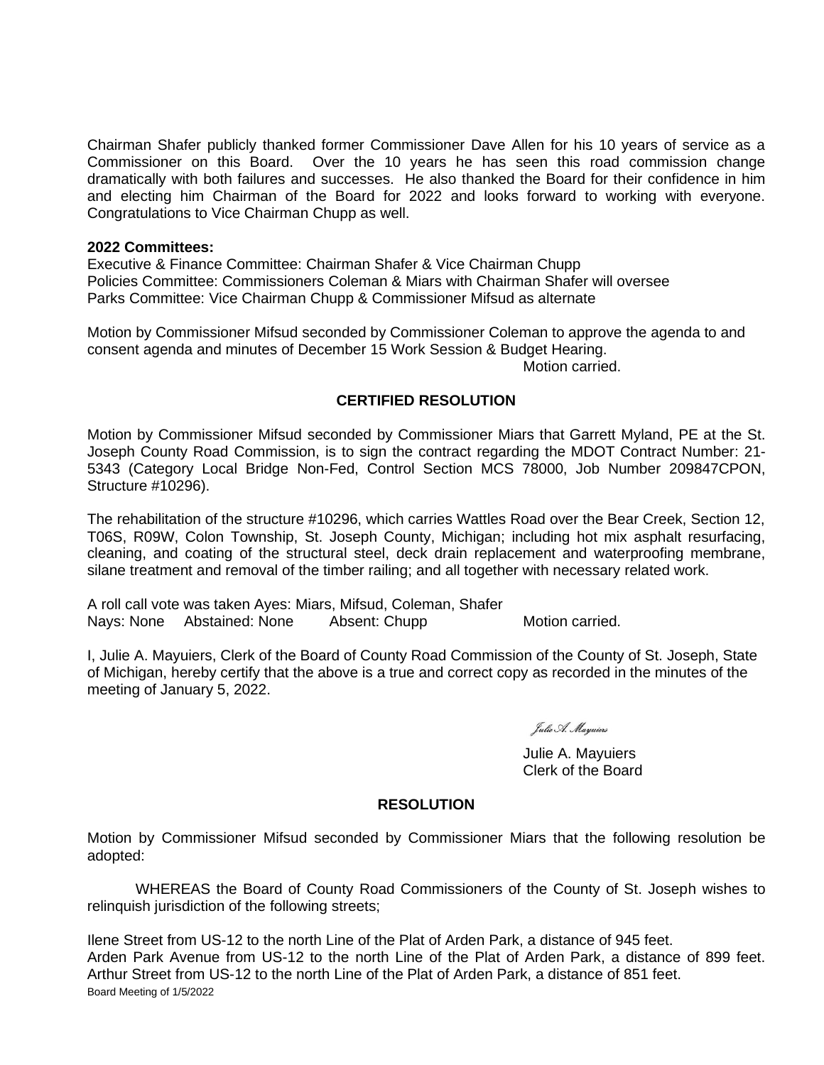Chairman Shafer publicly thanked former Commissioner Dave Allen for his 10 years of service as a Commissioner on this Board. Over the 10 years he has seen this road commission change dramatically with both failures and successes. He also thanked the Board for their confidence in him and electing him Chairman of the Board for 2022 and looks forward to working with everyone. Congratulations to Vice Chairman Chupp as well.

**2022 Committees:**
Executive & Finance Committee: Chairman Shafer & Vice Chairman Chupp
Policies Committee: Commissioners Coleman & Miars with Chairman Shafer will oversee
Parks Committee: Vice Chairman Chupp & Commissioner Mifsud as alternate

Motion by Commissioner Mifsud seconded by Commissioner Coleman to approve the agenda to and consent agenda and minutes of December 15 Work Session & Budget Hearing.
Motion carried.

## CERTIFIED RESOLUTION

Motion by Commissioner Mifsud seconded by Commissioner Miars that Garrett Myland, PE at the St. Joseph County Road Commission, is to sign the contract regarding the MDOT Contract Number: 21-5343 (Category Local Bridge Non-Fed, Control Section MCS 78000, Job Number 209847CPON, Structure #10296).

The rehabilitation of the structure #10296, which carries Wattles Road over the Bear Creek, Section 12, T06S, R09W, Colon Township, St. Joseph County, Michigan; including hot mix asphalt resurfacing, cleaning, and coating of the structural steel, deck drain replacement and waterproofing membrane, silane treatment and removal of the timber railing; and all together with necessary related work.

A roll call vote was taken Ayes: Miars, Mifsud, Coleman, Shafer
Nays: None Abstained: None Absent: Chupp Motion carried.

I, Julie A. Mayuiers, Clerk of the Board of County Road Commission of the County of St. Joseph, State of Michigan, hereby certify that the above is a true and correct copy as recorded in the minutes of the meeting of January 5, 2022.

*Julie A. Mayuiers*

Julie A. Mayuiers
Clerk of the Board

## RESOLUTION

Motion by Commissioner Mifsud seconded by Commissioner Miars that the following resolution be adopted:

WHEREAS the Board of County Road Commissioners of the County of St. Joseph wishes to relinquish jurisdiction of the following streets;

Ilene Street from US-12 to the north Line of the Plat of Arden Park, a distance of 945 feet.
Arden Park Avenue from US-12 to the north Line of the Plat of Arden Park, a distance of 899 feet.
Arthur Street from US-12 to the north Line of the Plat of Arden Park, a distance of 851 feet.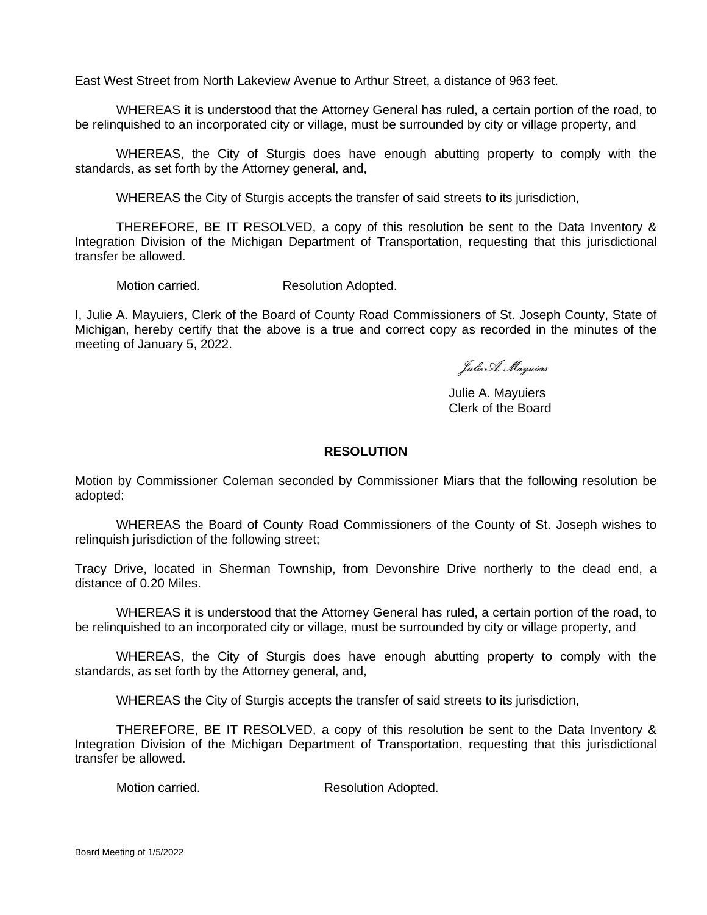East West Street from North Lakeview Avenue to Arthur Street, a distance of 963 feet.

WHEREAS it is understood that the Attorney General has ruled, a certain portion of the road, to be relinquished to an incorporated city or village, must be surrounded by city or village property, and

WHEREAS, the City of Sturgis does have enough abutting property to comply with the standards, as set forth by the Attorney general, and,

WHEREAS the City of Sturgis accepts the transfer of said streets to its jurisdiction,

THEREFORE, BE IT RESOLVED, a copy of this resolution be sent to the Data Inventory & Integration Division of the Michigan Department of Transportation, requesting that this jurisdictional transfer be allowed.

Motion carried. Resolution Adopted.

I, Julie A. Mayuiers, Clerk of the Board of County Road Commissioners of St. Joseph County, State of Michigan, hereby certify that the above is a true and correct copy as recorded in the minutes of the meeting of January 5, 2022.

*Julie A. Mayuiers*

Julie A. Mayuiers
Clerk of the Board

**RESOLUTION**

Motion by Commissioner Coleman seconded by Commissioner Miars that the following resolution be adopted:

WHEREAS the Board of County Road Commissioners of the County of St. Joseph wishes to relinquish jurisdiction of the following street;

Tracy Drive, located in Sherman Township, from Devonshire Drive northerly to the dead end, a distance of 0.20 Miles.

WHEREAS it is understood that the Attorney General has ruled, a certain portion of the road, to be relinquished to an incorporated city or village, must be surrounded by city or village property, and

WHEREAS, the City of Sturgis does have enough abutting property to comply with the standards, as set forth by the Attorney general, and,

WHEREAS the City of Sturgis accepts the transfer of said streets to its jurisdiction,

THEREFORE, BE IT RESOLVED, a copy of this resolution be sent to the Data Inventory & Integration Division of the Michigan Department of Transportation, requesting that this jurisdictional transfer be allowed.

Motion carried. Resolution Adopted.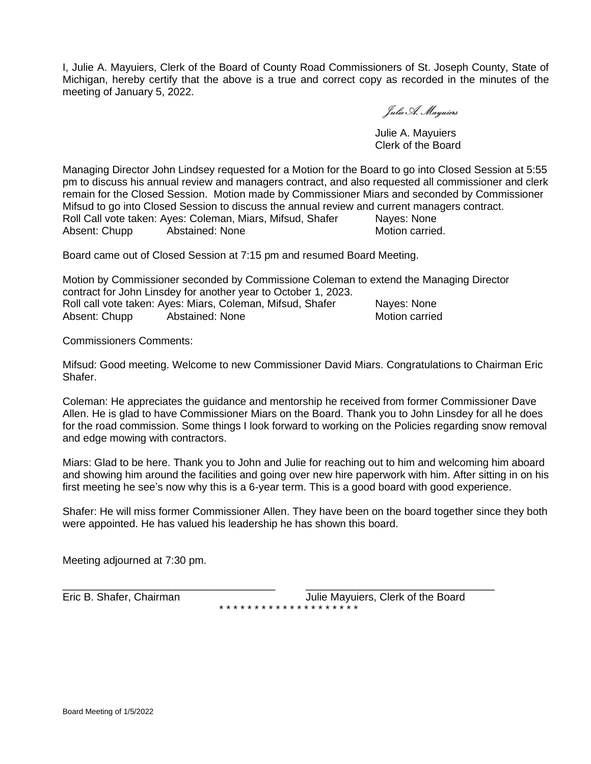I, Julie A. Mayuiers, Clerk of the Board of County Road Commissioners of St. Joseph County, State of Michigan, hereby certify that the above is a true and correct copy as recorded in the minutes of the meeting of January 5, 2022.

*Julie A. Mayuiers*

Julie A. Mayuiers
Clerk of the Board

Managing Director John Lindsey requested for a Motion for the Board to go into Closed Session at 5:55 pm to discuss his annual review and managers contract, and also requested all commissioner and clerk remain for the Closed Session. Motion made by Commissioner Miars and seconded by Commissioner Mifsud to go into Closed Session to discuss the annual review and current managers contract.
Roll Call vote taken: Ayes: Coleman, Miars, Mifsud, Shafer Nayes: None
Absent: Chupp Abstained: None Motion carried.

Board came out of Closed Session at 7:15 pm and resumed Board Meeting.

Motion by Commissioner seconded by Commissione Coleman to extend the Managing Director contract for John Linsdey for another year to October 1, 2023.
Roll call vote taken: Ayes: Miars, Coleman, Mifsud, Shafer Nayes: None
Absent: Chupp Abstained: None Motion carried

Commissioners Comments:

Mifsud: Good meeting. Welcome to new Commissioner David Miars. Congratulations to Chairman Eric Shafer.

Coleman: He appreciates the guidance and mentorship he received from former Commissioner Dave Allen. He is glad to have Commissioner Miars on the Board. Thank you to John Linsdey for all he does for the road commission. Some things I look forward to working on the Policies regarding snow removal and edge mowing with contractors.

Miars: Glad to be here. Thank you to John and Julie for reaching out to him and welcoming him aboard and showing him around the facilities and going over new hire paperwork with him. After sitting in on his first meeting he see's now why this is a 6-year term. This is a good board with good experience.

Shafer: He will miss former Commissioner Allen. They have been on the board together since they both were appointed. He has valued his leadership he has shown this board.

Meeting adjourned at 7:30 pm.

\_\_\_\_\_\_\_\_\_\_\_\_\_\_\_\_\_\_\_\_\_\_\_\_\_\_\_\_\_\_\_\_ \_\_\_\_\_\_\_\_\_\_\_\_\_\_\_\_\_\_\_\_\_\_\_\_\_\_\_\_\_\_\_\_
Eric B. Shafer, Chairman Julie Mayuiers, Clerk of the Board

* * * * * * * * * * * * * * * * * * * *